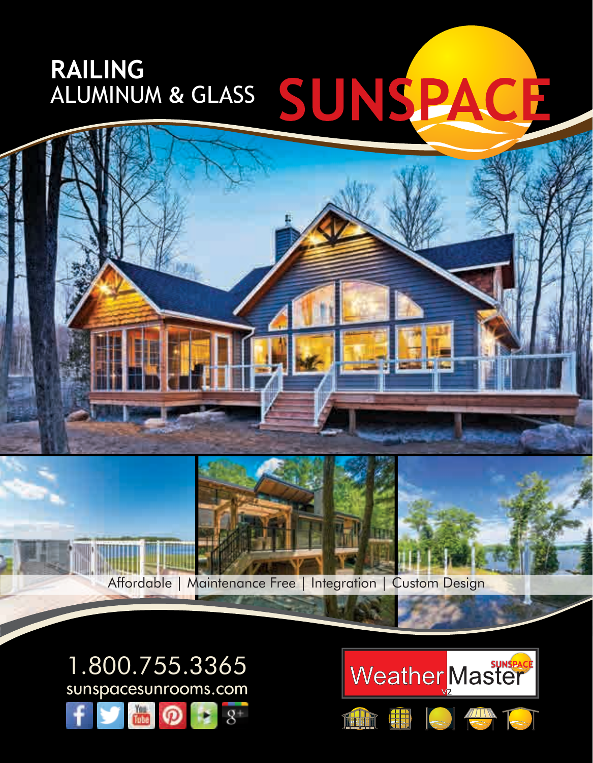# RAILING
## ALUMINUM & GLASS

SUNSPACE

Affordable | Maintenance Free | Integration | Custom Design

1.800.755.3365

sunspacesunrooms.com

WeatherMaster V2 SUNSPACE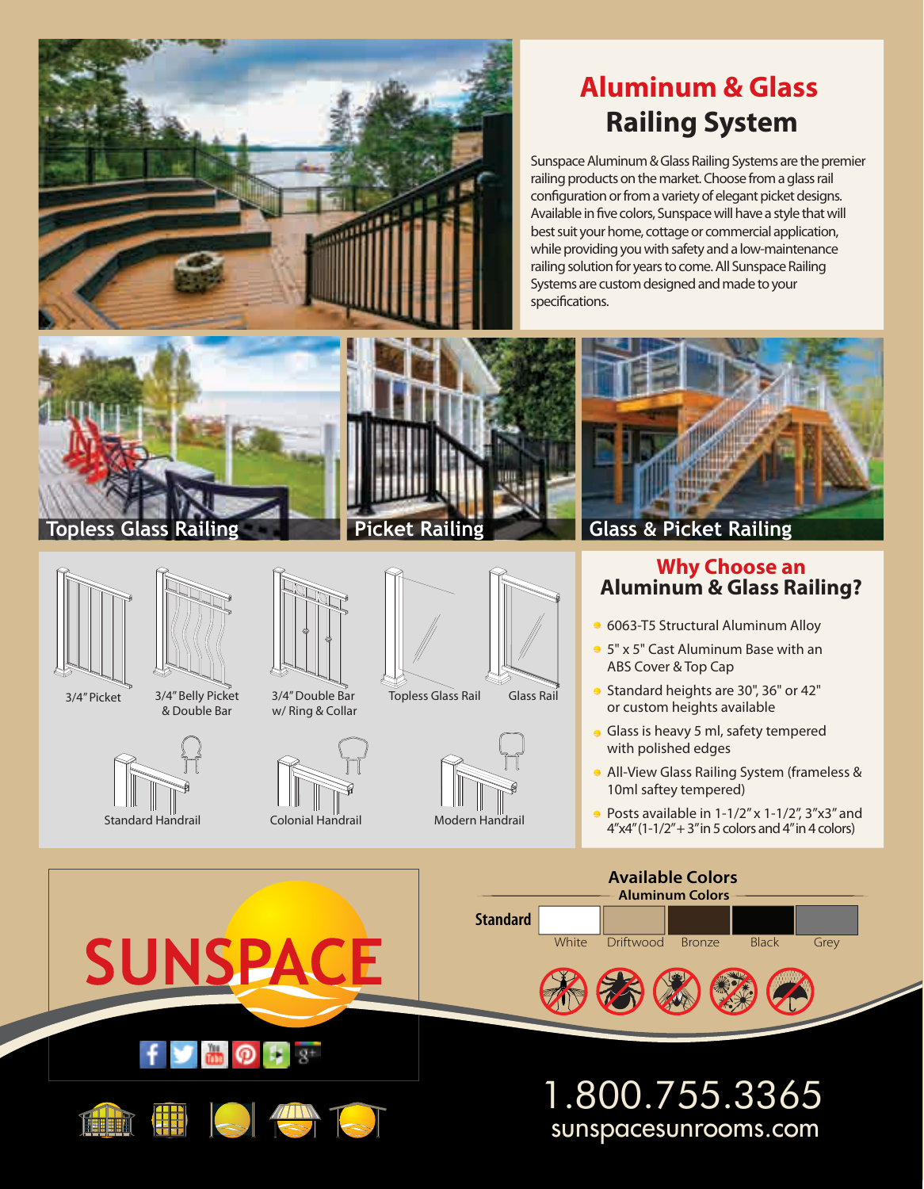# Aluminum & Glass Railing System

Sunspace Aluminum & Glass Railing Systems are the premier railing products on the market. Choose from a glass rail configuration or from a variety of elegant picket designs. Available in five colors, Sunspace will have a style that will best suit your home, cottage or commercial application, while providing you with safety and a low-maintenance railing solution for years to come. All Sunspace Railing Systems are custom designed and made to your specifications.

Topless Glass Railing

Picket Railing

Glass & Picket Railing

3/4" Picket

3/4" Belly Picket & Double Bar

3/4" Double Bar w/ Ring & Collar

Topless Glass Rail

Glass Rail

Standard Handrail

Colonial Handrail

Modern Handrail

## Why Choose an Aluminum & Glass Railing?

- 6063-T5 Structural Aluminum Alloy
- 5" x 5" Cast Aluminum Base with an ABS Cover & Top Cap
- Standard heights are 30", 36" or 42" or custom heights available
- Glass is heavy 5 ml, safety tempered with polished edges
- All-View Glass Railing System (frameless & 10ml saftey tempered)
- Posts available in 1-1/2" x 1-1/2", 3"x3" and 4"x4" (1-1/2" + 3" in 5 colors and 4" in 4 colors)

SUNSPACE

### Available Colors

Aluminum Colors

**Standard**

White | Driftwood | Bronze | Black | Grey

1.800.755.3365

sunspacesunrooms.com